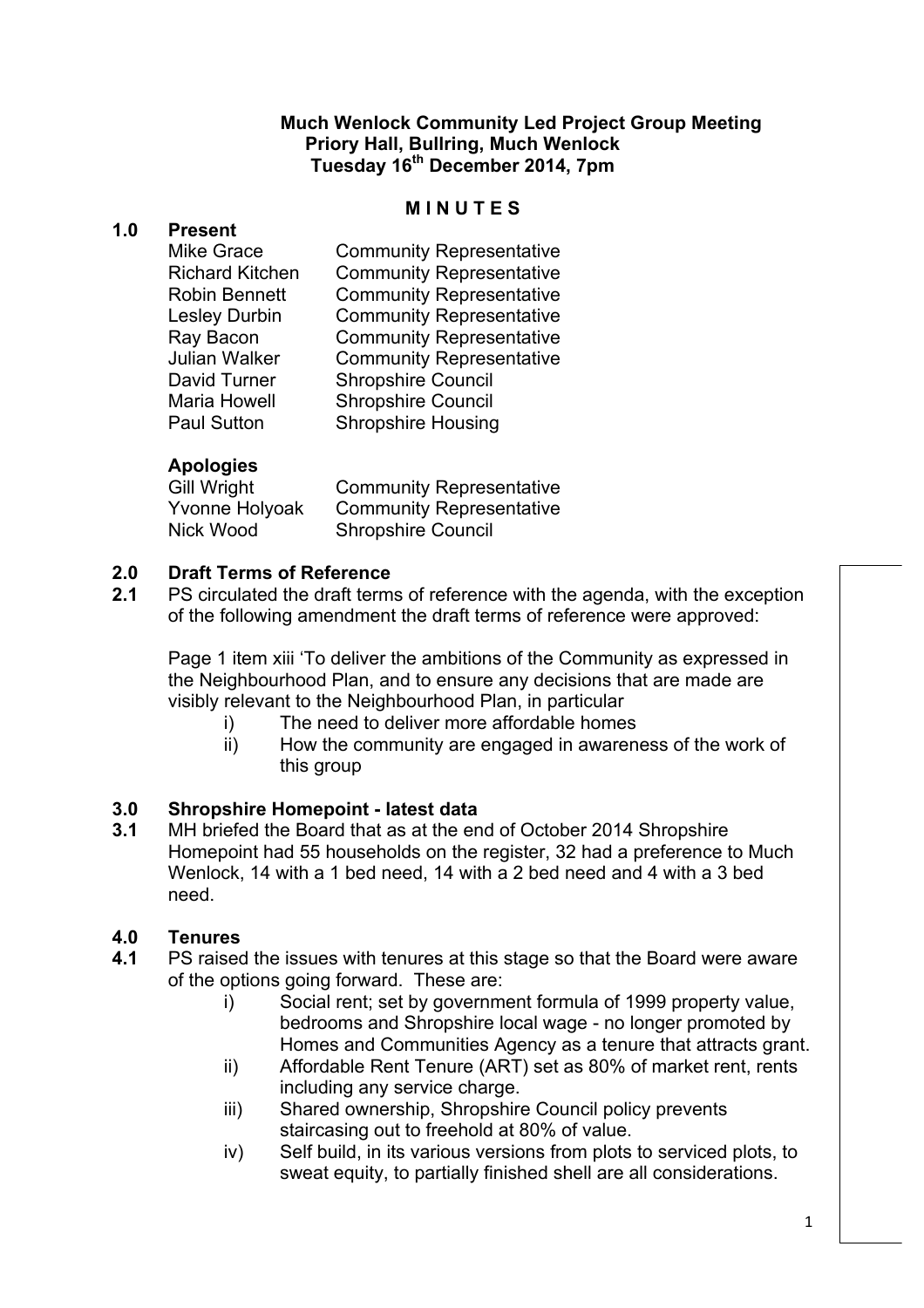**Much Wenlock Community Led Project Group Meeting**
**Priory Hall, Bullring, Much Wenlock**
**Tuesday 16th December 2014, 7pm**

**M I N U T E S**

## 1.0 Present

| | |
|---|---|
| Mike Grace | Community Representative |
| Richard Kitchen | Community Representative |
| Robin Bennett | Community Representative |
| Lesley Durbin | Community Representative |
| Ray Bacon | Community Representative |
| Julian Walker | Community Representative |
| David Turner | Shropshire Council |
| Maria Howell | Shropshire Council |
| Paul Sutton | Shropshire Housing |

**Apologies**

| | |
|---|---|
| Gill Wright | Community Representative |
| Yvonne Holyoak | Community Representative |
| Nick Wood | Shropshire Council |

## 2.0 Draft Terms of Reference

**2.1** PS circulated the draft terms of reference with the agenda, with the exception of the following amendment the draft terms of reference were approved:

Page 1 item xiii 'To deliver the ambitions of the Community as expressed in the Neighbourhood Plan, and to ensure any decisions that are made are visibly relevant to the Neighbourhood Plan, in particular

i) The need to deliver more affordable homes
ii) How the community are engaged in awareness of the work of this group

## 3.0 Shropshire Homepoint - latest data

**3.1** MH briefed the Board that as at the end of October 2014 Shropshire Homepoint had 55 households on the register, 32 had a preference to Much Wenlock, 14 with a 1 bed need, 14 with a 2 bed need and 4 with a 3 bed need.

## 4.0 Tenures

**4.1** PS raised the issues with tenures at this stage so that the Board were aware of the options going forward. These are:

i) Social rent; set by government formula of 1999 property value, bedrooms and Shropshire local wage - no longer promoted by Homes and Communities Agency as a tenure that attracts grant.
ii) Affordable Rent Tenure (ART) set as 80% of market rent, rents including any service charge.
iii) Shared ownership, Shropshire Council policy prevents staircasing out to freehold at 80% of value.
iv) Self build, in its various versions from plots to serviced plots, to sweat equity, to partially finished shell are all considerations.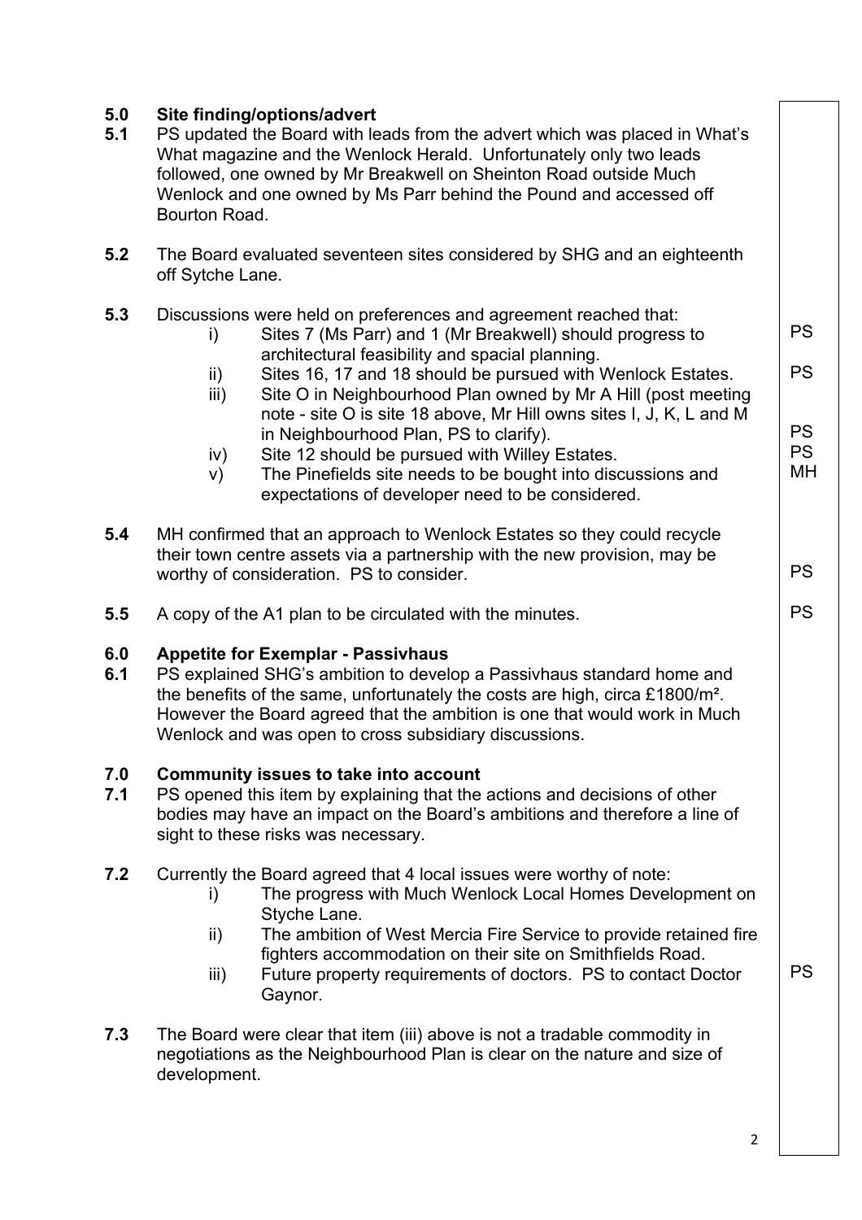| | | Action |
|---|---|---|
| **5.0** | **Site finding/options/advert** | |
| **5.1** | PS updated the Board with leads from the advert which was placed in What's What magazine and the Wenlock Herald. Unfortunately only two leads followed, one owned by Mr Breakwell on Sheinton Road outside Much Wenlock and one owned by Ms Parr behind the Pound and accessed off Bourton Road. | |
| **5.2** | The Board evaluated seventeen sites considered by SHG and an eighteenth off Sytche Lane. | |
| **5.3** | Discussions were held on preferences and agreement reached that: | |
| | i) Sites 7 (Ms Parr) and 1 (Mr Breakwell) should progress to architectural feasibility and spacial planning. | PS |
| | ii) Sites 16, 17 and 18 should be pursued with Wenlock Estates. | PS |
| | iii) Site O in Neighbourhood Plan owned by Mr A Hill (post meeting note - site O is site 18 above, Mr Hill owns sites I, J, K, L and M in Neighbourhood Plan, PS to clarify). | PS |
| | iv) Site 12 should be pursued with Willey Estates. | PS |
| | v) The Pinefields site needs to be bought into discussions and expectations of developer need to be considered. | MH |
| **5.4** | MH confirmed that an approach to Wenlock Estates so they could recycle their town centre assets via a partnership with the new provision, may be worthy of consideration. PS to consider. | PS |
| **5.5** | A copy of the A1 plan to be circulated with the minutes. | PS |
| **6.0** | **Appetite for Exemplar - Passivhaus** | |
| **6.1** | PS explained SHG's ambition to develop a Passivhaus standard home and the benefits of the same, unfortunately the costs are high, circa £1800/m². However the Board agreed that the ambition is one that would work in Much Wenlock and was open to cross subsidiary discussions. | |
| **7.0** | **Community issues to take into account** | |
| **7.1** | PS opened this item by explaining that the actions and decisions of other bodies may have an impact on the Board's ambitions and therefore a line of sight to these risks was necessary. | |
| **7.2** | Currently the Board agreed that 4 local issues were worthy of note: | |
| | i) The progress with Much Wenlock Local Homes Development on Styche Lane. | |
| | ii) The ambition of West Mercia Fire Service to provide retained fire fighters accommodation on their site on Smithfields Road. | |
| | iii) Future property requirements of doctors. PS to contact Doctor Gaynor. | PS |
| **7.3** | The Board were clear that item (iii) above is not a tradable commodity in negotiations as the Neighbourhood Plan is clear on the nature and size of development. | |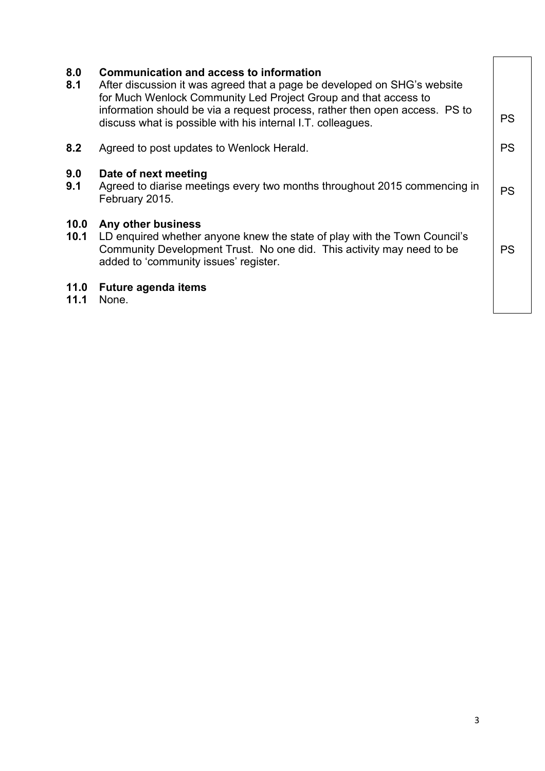| | | |
|---|---|---|
| **8.0** | **Communication and access to information** | |
| **8.1** | After discussion it was agreed that a page be developed on SHG's website for Much Wenlock Community Led Project Group and that access to information should be via a request process, rather then open access. PS to discuss what is possible with his internal I.T. colleagues. | PS |
| **8.2** | Agreed to post updates to Wenlock Herald. | PS |
| **9.0** | **Date of next meeting** | |
| **9.1** | Agreed to diarise meetings every two months throughout 2015 commencing in February 2015. | PS |
| **10.0** | **Any other business** | |
| **10.1** | LD enquired whether anyone knew the state of play with the Town Council's Community Development Trust. No one did. This activity may need to be added to 'community issues' register. | PS |
| **11.0** | **Future agenda items** | |
| **11.1** | None. | |